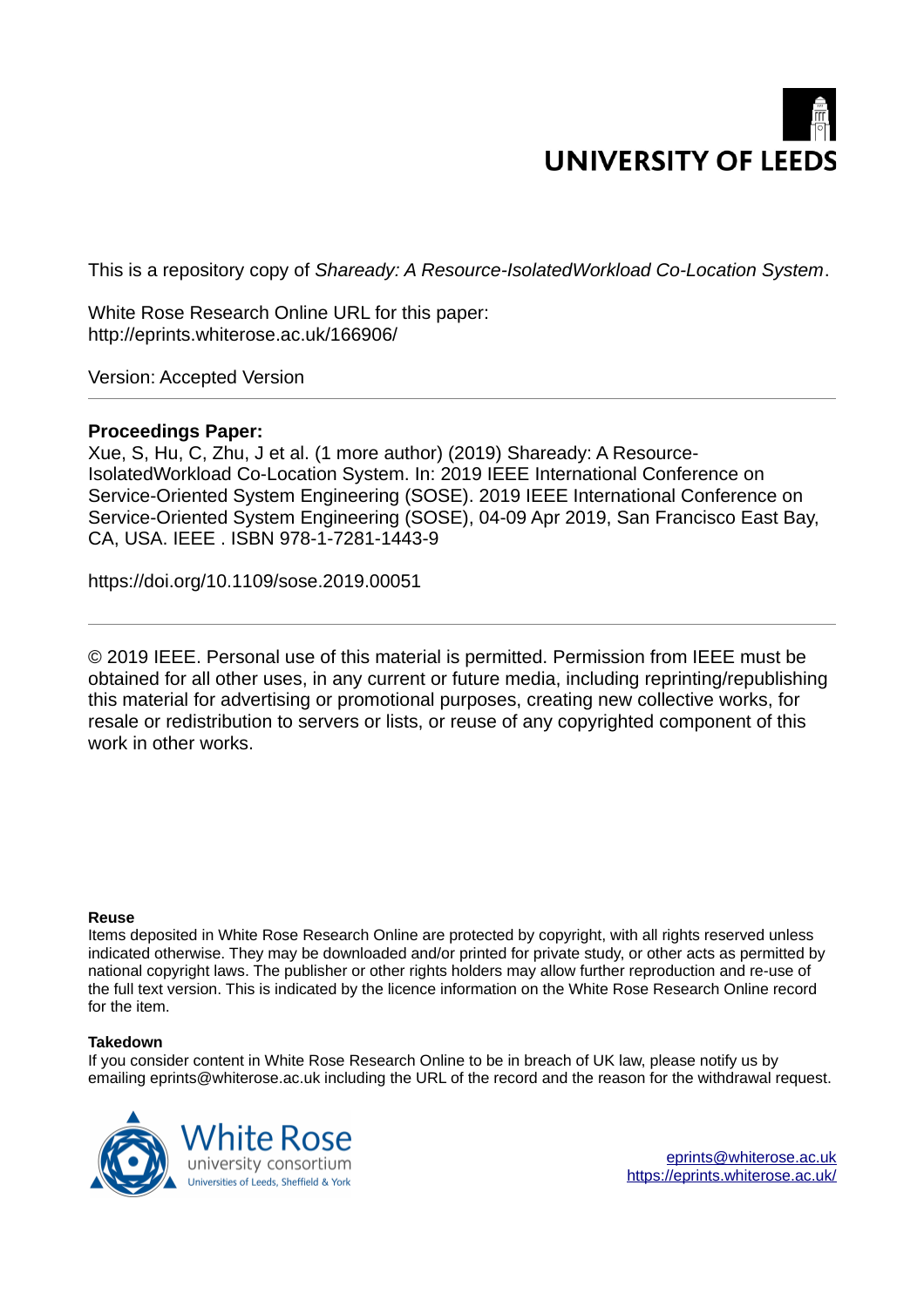UNIVERSITY OF LEEDS

This is a repository copy of *Shaready: A Resource-IsolatedWorkload Co-Location System*.

White Rose Research Online URL for this paper:
http://eprints.whiterose.ac.uk/166906/

Version: Accepted Version

---

**Proceedings Paper:**
Xue, S, Hu, C, Zhu, J et al. (1 more author) (2019) Shaready: A Resource-IsolatedWorkload Co-Location System. In: 2019 IEEE International Conference on Service-Oriented System Engineering (SOSE). 2019 IEEE International Conference on Service-Oriented System Engineering (SOSE), 04-09 Apr 2019, San Francisco East Bay, CA, USA. IEEE . ISBN 978-1-7281-1443-9

https://doi.org/10.1109/sose.2019.00051

---

© 2019 IEEE. Personal use of this material is permitted. Permission from IEEE must be obtained for all other uses, in any current or future media, including reprinting/republishing this material for advertising or promotional purposes, creating new collective works, for resale or redistribution to servers or lists, or reuse of any copyrighted component of this work in other works.

**Reuse**
Items deposited in White Rose Research Online are protected by copyright, with all rights reserved unless indicated otherwise. They may be downloaded and/or printed for private study, or other acts as permitted by national copyright laws. The publisher or other rights holders may allow further reproduction and re-use of the full text version. This is indicated by the licence information on the White Rose Research Online record for the item.

**Takedown**
If you consider content in White Rose Research Online to be in breach of UK law, please notify us by emailing eprints@whiterose.ac.uk including the URL of the record and the reason for the withdrawal request.

White Rose university consortium
Universities of Leeds, Sheffield & York

eprints@whiterose.ac.uk
https://eprints.whiterose.ac.uk/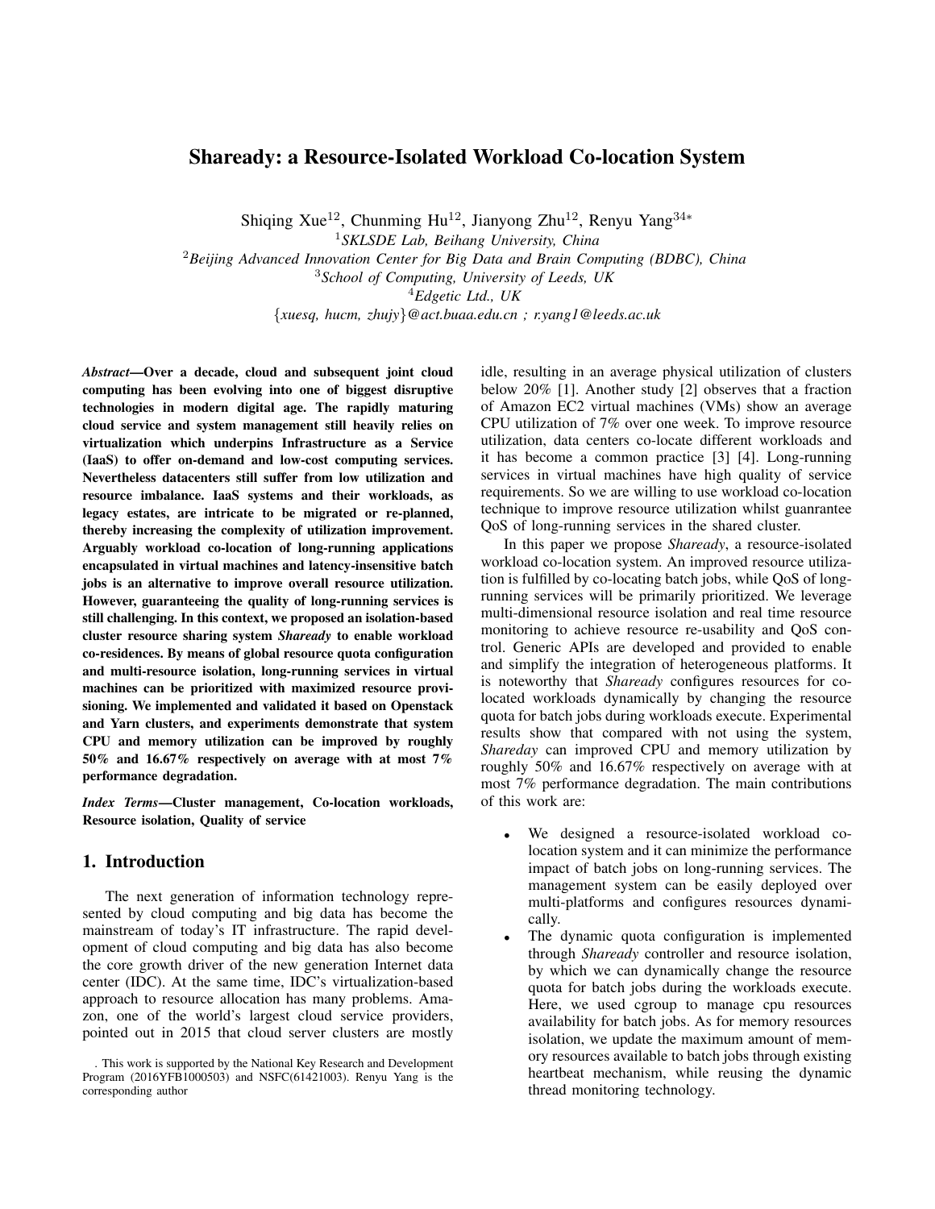# Shaready: a Resource-Isolated Workload Co-location System

Shiqing Xue[12], Chunming Hu[12], Jianyong Zhu[12], Renyu Yang[34*]

[1] *SKLSDE Lab, Beihang University, China*

[2] *Beijing Advanced Innovation Center for Big Data and Brain Computing (BDBC), China*

[3] *School of Computing, University of Leeds, UK*

[4] *Edgetic Ltd., UK*

{*xuesq, hucm, zhujy*}*@act.buaa.edu.cn ; r.yang1@leeds.ac.uk*

***Abstract*—Over a decade, cloud and subsequent joint cloud computing has been evolving into one of biggest disruptive technologies in modern digital age. The rapidly maturing cloud service and system management still heavily relies on virtualization which underpins Infrastructure as a Service (IaaS) to offer on-demand and low-cost computing services. Nevertheless datacenters still suffer from low utilization and resource imbalance. IaaS systems and their workloads, as legacy estates, are intricate to be migrated or re-planned, thereby increasing the complexity of utilization improvement. Arguably workload co-location of long-running applications encapsulated in virtual machines and latency-insensitive batch jobs is an alternative to improve overall resource utilization. However, guaranteeing the quality of long-running services is still challenging. In this context, we proposed an isolation-based cluster resource sharing system *Shaready* to enable workload co-residences. By means of global resource quota configuration and multi-resource isolation, long-running services in virtual machines can be prioritized with maximized resource provisioning. We implemented and validated it based on Openstack and Yarn clusters, and experiments demonstrate that system CPU and memory utilization can be improved by roughly 50% and 16.67% respectively on average with at most 7% performance degradation.**

***Index Terms*—Cluster management, Co-location workloads, Resource isolation, Quality of service**

## 1. Introduction

The next generation of information technology represented by cloud computing and big data has become the mainstream of today's IT infrastructure. The rapid development of cloud computing and big data has also become the core growth driver of the new generation Internet data center (IDC). At the same time, IDC's virtualization-based approach to resource allocation has many problems. Amazon, one of the world's largest cloud service providers, pointed out in 2015 that cloud server clusters are mostly idle, resulting in an average physical utilization of clusters below 20% [1]. Another study [2] observes that a fraction of Amazon EC2 virtual machines (VMs) show an average CPU utilization of 7% over one week. To improve resource utilization, data centers co-locate different workloads and it has become a common practice [3] [4]. Long-running services in virtual machines have high quality of service requirements. So we are willing to use workload co-location technique to improve resource utilization whilst guanrantee QoS of long-running services in the shared cluster.

In this paper we propose *Shaready*, a resource-isolated workload co-location system. An improved resource utilization is fulfilled by co-locating batch jobs, while QoS of long-running services will be primarily prioritized. We leverage multi-dimensional resource isolation and real time resource monitoring to achieve resource re-usability and QoS control. Generic APIs are developed and provided to enable and simplify the integration of heterogeneous platforms. It is noteworthy that *Shaready* configures resources for co-located workloads dynamically by changing the resource quota for batch jobs during workloads execute. Experimental results show that compared with not using the system, *Shareday* can improved CPU and memory utilization by roughly 50% and 16.67% respectively on average with at most 7% performance degradation. The main contributions of this work are:

- We designed a resource-isolated workload co-location system and it can minimize the performance impact of batch jobs on long-running services. The management system can be easily deployed over multi-platforms and configures resources dynamically.
- The dynamic quota configuration is implemented through *Shaready* controller and resource isolation, by which we can dynamically change the resource quota for batch jobs during the workloads execute. Here, we used cgroup to manage cpu resources availability for batch jobs. As for memory resources isolation, we update the maximum amount of memory resources available to batch jobs through existing heartbeat mechanism, while reusing the dynamic thread monitoring technology.

. This work is supported by the National Key Research and Development Program (2016YFB1000503) and NSFC(61421003). Renyu Yang is the corresponding author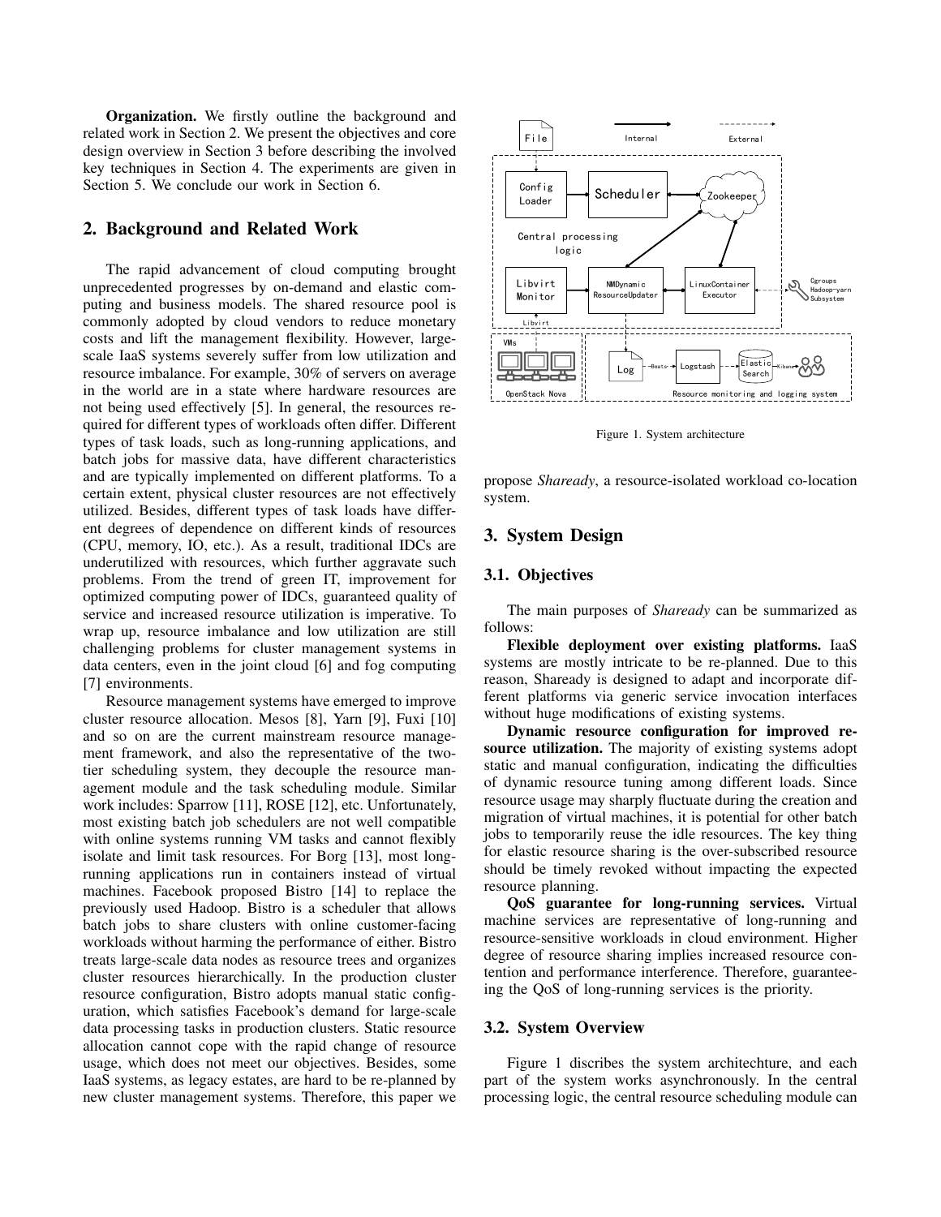**Organization.** We firstly outline the background and related work in Section 2. We present the objectives and core design overview in Section 3 before describing the involved key techniques in Section 4. The experiments are given in Section 5. We conclude our work in Section 6.

## 2. Background and Related Work

The rapid advancement of cloud computing brought unprecedented progresses by on-demand and elastic computing and business models. The shared resource pool is commonly adopted by cloud vendors to reduce monetary costs and lift the management flexibility. However, large-scale IaaS systems severely suffer from low utilization and resource imbalance. For example, 30% of servers on average in the world are in a state where hardware resources are not being used effectively [5]. In general, the resources required for different types of workloads often differ. Different types of task loads, such as long-running applications, and batch jobs for massive data, have different characteristics and are typically implemented on different platforms. To a certain extent, physical cluster resources are not effectively utilized. Besides, different types of task loads have different degrees of dependence on different kinds of resources (CPU, memory, IO, etc.). As a result, traditional IDCs are underutilized with resources, which further aggravate such problems. From the trend of green IT, improvement for optimized computing power of IDCs, guaranteed quality of service and increased resource utilization is imperative. To wrap up, resource imbalance and low utilization are still challenging problems for cluster management systems in data centers, even in the joint cloud [6] and fog computing [7] environments.

Resource management systems have emerged to improve cluster resource allocation. Mesos [8], Yarn [9], Fuxi [10] and so on are the current mainstream resource management framework, and also the representative of the two-tier scheduling system, they decouple the resource management module and the task scheduling module. Similar work includes: Sparrow [11], ROSE [12], etc. Unfortunately, most existing batch job schedulers are not well compatible with online systems running VM tasks and cannot flexibly isolate and limit task resources. For Borg [13], most long-running applications run in containers instead of virtual machines. Facebook proposed Bistro [14] to replace the previously used Hadoop. Bistro is a scheduler that allows batch jobs to share clusters with online customer-facing workloads without harming the performance of either. Bistro treats large-scale data nodes as resource trees and organizes cluster resources hierarchically. In the production cluster resource configuration, Bistro adopts manual static configuration, which satisfies Facebook's demand for large-scale data processing tasks in production clusters. Static resource allocation cannot cope with the rapid change of resource usage, which does not meet our objectives. Besides, some IaaS systems, as legacy estates, are hard to be re-planned by new cluster management systems. Therefore, this paper we propose *Sheready*, a resource-isolated workload co-location system.

Figure 1. System architecture

## 3. System Design

### 3.1. Objectives

The main purposes of *Sheready* can be summarized as follows:

**Flexible deployment over existing platforms.** IaaS systems are mostly intricate to be re-planned. Due to this reason, Sheready is designed to adapt and incorporate different platforms via generic service invocation interfaces without huge modifications of existing systems.

**Dynamic resource configuration for improved resource utilization.** The majority of existing systems adopt static and manual configuration, indicating the difficulties of dynamic resource tuning among different loads. Since resource usage may sharply fluctuate during the creation and migration of virtual machines, it is potential for other batch jobs to temporarily reuse the idle resources. The key thing for elastic resource sharing is the over-subscribed resource should be timely revoked without impacting the expected resource planning.

**QoS guarantee for long-running services.** Virtual machine services are representative of long-running and resource-sensitive workloads in cloud environment. Higher degree of resource sharing implies increased resource contention and performance interference. Therefore, guaranteeing the QoS of long-running services is the priority.

### 3.2. System Overview

Figure 1 discribes the system architechture, and each part of the system works asynchronously. In the central processing logic, the central resource scheduling module can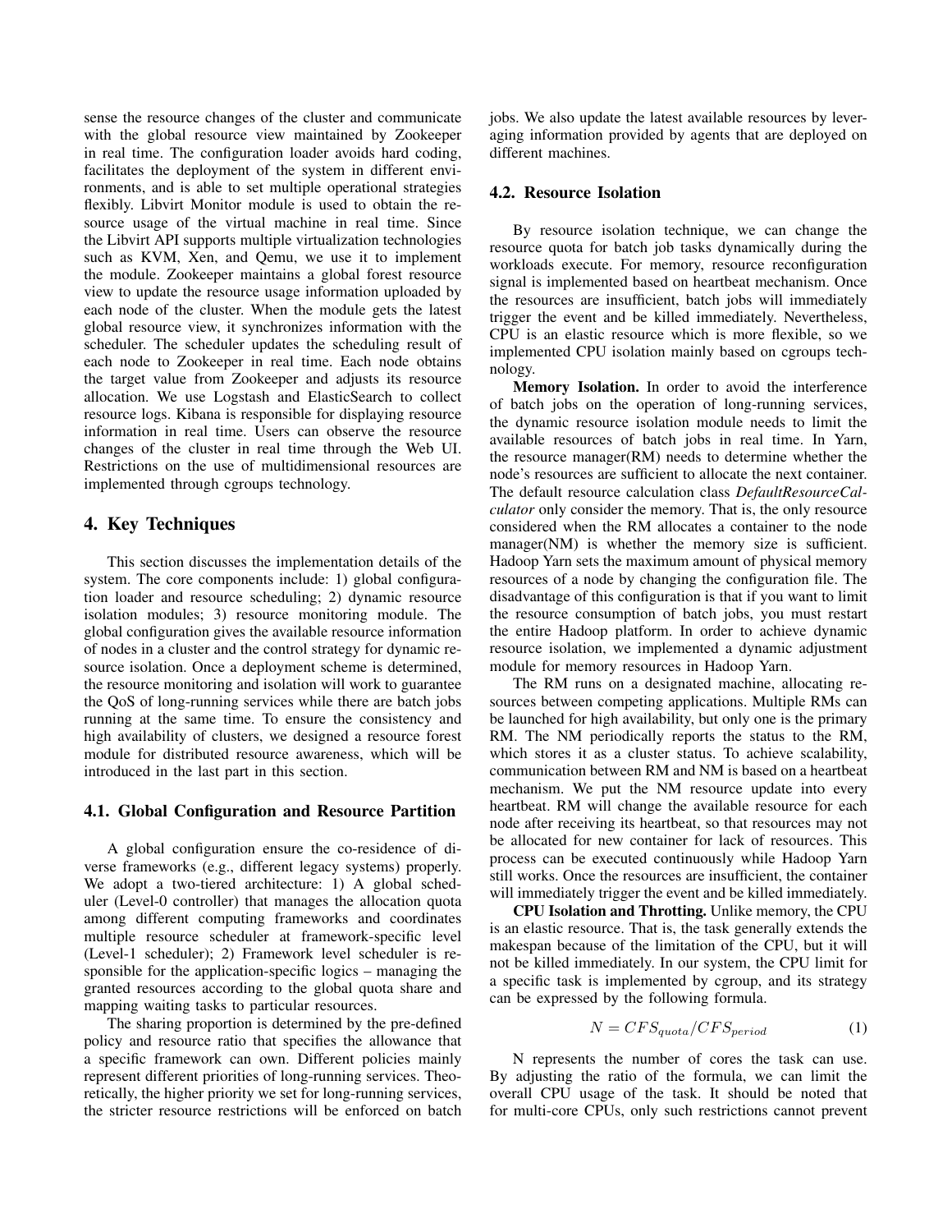sense the resource changes of the cluster and communicate with the global resource view maintained by Zookeeper in real time. The configuration loader avoids hard coding, facilitates the deployment of the system in different environments, and is able to set multiple operational strategies flexibly. Libvirt Monitor module is used to obtain the resource usage of the virtual machine in real time. Since the Libvirt API supports multiple virtualization technologies such as KVM, Xen, and Qemu, we use it to implement the module. Zookeeper maintains a global forest resource view to update the resource usage information uploaded by each node of the cluster. When the module gets the latest global resource view, it synchronizes information with the scheduler. The scheduler updates the scheduling result of each node to Zookeeper in real time. Each node obtains the target value from Zookeeper and adjusts its resource allocation. We use Logstash and ElasticSearch to collect resource logs. Kibana is responsible for displaying resource information in real time. Users can observe the resource changes of the cluster in real time through the Web UI. Restrictions on the use of multidimensional resources are implemented through cgroups technology.

## 4. Key Techniques

This section discusses the implementation details of the system. The core components include: 1) global configuration loader and resource scheduling; 2) dynamic resource isolation modules; 3) resource monitoring module. The global configuration gives the available resource information of nodes in a cluster and the control strategy for dynamic resource isolation. Once a deployment scheme is determined, the resource monitoring and isolation will work to guarantee the QoS of long-running services while there are batch jobs running at the same time. To ensure the consistency and high availability of clusters, we designed a resource forest module for distributed resource awareness, which will be introduced in the last part in this section.

### 4.1. Global Configuration and Resource Partition

A global configuration ensure the co-residence of diverse frameworks (e.g., different legacy systems) properly. We adopt a two-tiered architecture: 1) A global scheduler (Level-0 controller) that manages the allocation quota among different computing frameworks and coordinates multiple resource scheduler at framework-specific level (Level-1 scheduler); 2) Framework level scheduler is responsible for the application-specific logics – managing the granted resources according to the global quota share and mapping waiting tasks to particular resources.

The sharing proportion is determined by the pre-defined policy and resource ratio that specifies the allowance that a specific framework can own. Different policies mainly represent different priorities of long-running services. Theoretically, the higher priority we set for long-running services, the stricter resource restrictions will be enforced on batch jobs. We also update the latest available resources by leveraging information provided by agents that are deployed on different machines.

### 4.2. Resource Isolation

By resource isolation technique, we can change the resource quota for batch job tasks dynamically during the workloads execute. For memory, resource reconfiguration signal is implemented based on heartbeat mechanism. Once the resources are insufficient, batch jobs will immediately trigger the event and be killed immediately. Nevertheless, CPU is an elastic resource which is more flexible, so we implemented CPU isolation mainly based on cgroups technology.

**Memory Isolation.** In order to avoid the interference of batch jobs on the operation of long-running services, the dynamic resource isolation module needs to limit the available resources of batch jobs in real time. In Yarn, the resource manager(RM) needs to determine whether the node's resources are sufficient to allocate the next container. The default resource calculation class *DefaultResourceCalculator* only consider the memory. That is, the only resource considered when the RM allocates a container to the node manager(NM) is whether the memory size is sufficient. Hadoop Yarn sets the maximum amount of physical memory resources of a node by changing the configuration file. The disadvantage of this configuration is that if you want to limit the resource consumption of batch jobs, you must restart the entire Hadoop platform. In order to achieve dynamic resource isolation, we implemented a dynamic adjustment module for memory resources in Hadoop Yarn.

The RM runs on a designated machine, allocating resources between competing applications. Multiple RMs can be launched for high availability, but only one is the primary RM. The NM periodically reports the status to the RM, which stores it as a cluster status. To achieve scalability, communication between RM and NM is based on a heartbeat mechanism. We put the NM resource update into every heartbeat. RM will change the available resource for each node after receiving its heartbeat, so that resources may not be allocated for new container for lack of resources. This process can be executed continuously while Hadoop Yarn still works. Once the resources are insufficient, the container will immediately trigger the event and be killed immediately.

**CPU Isolation and Throtting.** Unlike memory, the CPU is an elastic resource. That is, the task generally extends the makespan because of the limitation of the CPU, but it will not be killed immediately. In our system, the CPU limit for a specific task is implemented by cgroup, and its strategy can be expressed by the following formula.

$$N = CFS_{quota}/CFS_{period} \quad (1)$$

N represents the number of cores the task can use. By adjusting the ratio of the formula, we can limit the overall CPU usage of the task. It should be noted that for multi-core CPUs, only such restrictions cannot prevent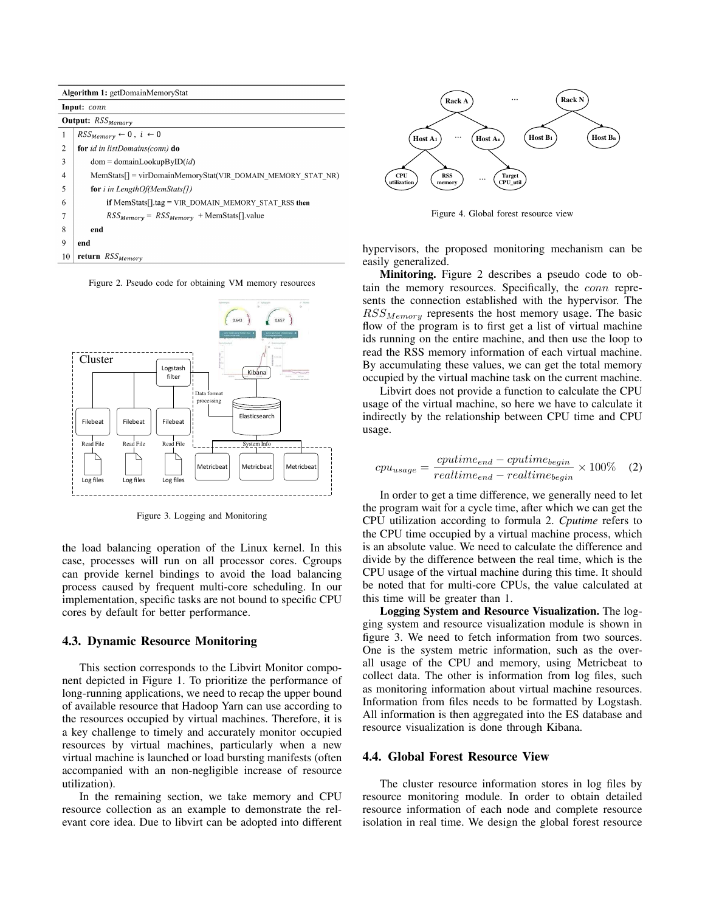**Algorithm 1:** getDomainMemoryStat

**Input:** *conn*

**Output:** $RSS_{Memory}$

```
1   RSS_Memory ← 0 , i ← 0
2   for id in listDomains(conn) do
3       dom = domainLookupByID(id)
4       MemStats[] = virDomainMemoryStat(VIR_DOMAIN_MEMORY_STAT_NR)
5       for i in LengthOf(MemStats[])
6           if MemStats[].tag = VIR_DOMAIN_MEMORY_STAT_RSS then
7               RSS_Memory = RSS_Memory + MemStats[].value
8       end
9   end
10  return RSS_Memory
```

Figure 2. Pseudo code for obtaining VM memory resources

Figure 3. Logging and Monitoring

the load balancing operation of the Linux kernel. In this case, processes will run on all processor cores. Cgroups can provide kernel bindings to avoid the load balancing process caused by frequent multi-core scheduling. In our implementation, specific tasks are not bound to specific CPU cores by default for better performance.

### 4.3. Dynamic Resource Monitoring

This section corresponds to the Libvirt Monitor component depicted in Figure 1. To prioritize the performance of long-running applications, we need to recap the upper bound of available resource that Hadoop Yarn can use according to the resources occupied by virtual machines. Therefore, it is a key challenge to timely and accurately monitor occupied resources by virtual machines, particularly when a new virtual machine is launched or load bursting manifests (often accompanied with an non-negligible increase of resource utilization).

In the remaining section, we take memory and CPU resource collection as an example to demonstrate the relevant core idea. Due to libvirt can be adopted into different hypervisors, the proposed monitoring mechanism can be easily generalized.

**Minitoring.** Figure 2 describes a pseudo code to obtain the memory resources. Specifically, the $conn$ represents the connection established with the hypervisor. The $RSS_{Memory}$ represents the host memory usage. The basic flow of the program is to first get a list of virtual machine ids running on the entire machine, and then use the loop to read the RSS memory information of each virtual machine. By accumulating these values, we can get the total memory occupied by the virtual machine task on the current machine.

Libvirt does not provide a function to calculate the CPU usage of the virtual machine, so here we have to calculate it indirectly by the relationship between CPU time and CPU usage.

$$cpu_{usage} = \frac{cputime_{end} - cputime_{begin}}{realtime_{end} - realtime_{begin}} \times 100\% \quad (2)$$

In order to get a time difference, we generally need to let the program wait for a cycle time, after which we can get the CPU utilization according to formula 2. *Cputime* refers to the CPU time occupied by a virtual machine process, which is an absolute value. We need to calculate the difference and divide by the difference between the real time, which is the CPU usage of the virtual machine during this time. It should be noted that for multi-core CPUs, the value calculated at this time will be greater than 1.

**Logging System and Resource Visualization.** The logging system and resource visualization module is shown in figure 3. We need to fetch information from two sources. One is the system metric information, such as the overall usage of the CPU and memory, using Metricbeat to collect data. The other is information from log files, such as monitoring information about virtual machine resources. Information from files needs to be formatted by Logstash. All information is then aggregated into the ES database and resource visualization is done through Kibana.

Figure 4. Global forest resource view

### 4.4. Global Forest Resource View

The cluster resource information stores in log files by resource monitoring module. In order to obtain detailed resource information of each node and complete resource isolation in real time. We design the global forest resource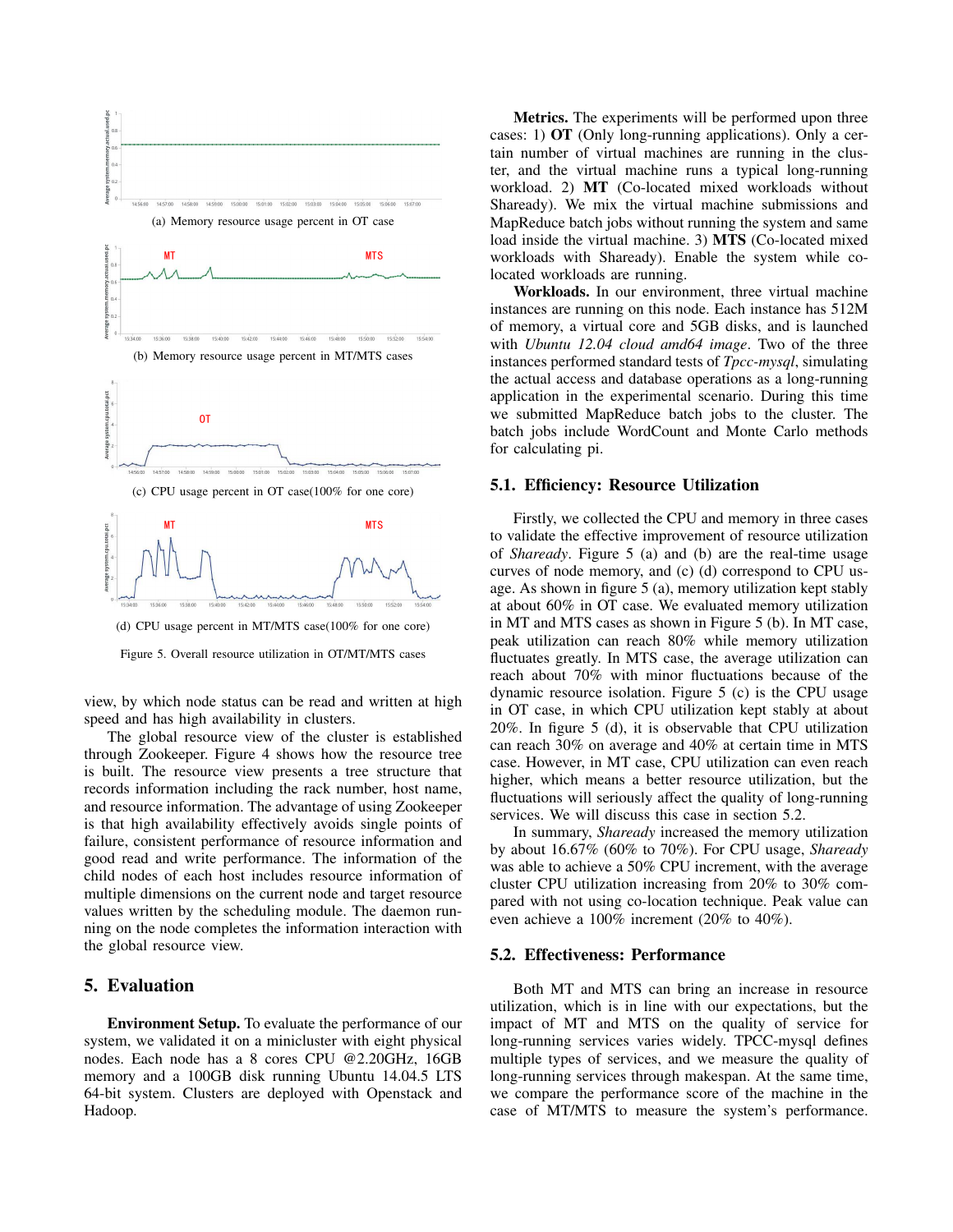(a) Memory resource usage percent in OT case

(b) Memory resource usage percent in MT/MTS cases

(c) CPU usage percent in OT case(100% for one core)

(d) CPU usage percent in MT/MTS case(100% for one core)

Figure 5. Overall resource utilization in OT/MT/MTS cases

view, by which node status can be read and written at high speed and has high availability in clusters.

The global resource view of the cluster is established through Zookeeper. Figure 4 shows how the resource tree is built. The resource view presents a tree structure that records information including the rack number, host name, and resource information. The advantage of using Zookeeper is that high availability effectively avoids single points of failure, consistent performance of resource information and good read and write performance. The information of the child nodes of each host includes resource information of multiple dimensions on the current node and target resource values written by the scheduling module. The daemon running on the node completes the information interaction with the global resource view.

## 5. Evaluation

**Environment Setup.** To evaluate the performance of our system, we validated it on a minicluster with eight physical nodes. Each node has a 8 cores CPU @2.20GHz, 16GB memory and a 100GB disk running Ubuntu 14.04.5 LTS 64-bit system. Clusters are deployed with Openstack and Hadoop.

**Metrics.** The experiments will be performed upon three cases: 1) **OT** (Only long-running applications). Only a certain number of virtual machines are running in the cluster, and the virtual machine runs a typical long-running workload. 2) **MT** (Co-located mixed workloads without Shaready). We mix the virtual machine submissions and MapReduce batch jobs without running the system and same load inside the virtual machine. 3) **MTS** (Co-located mixed workloads with Shaready). Enable the system while co-located workloads are running.

**Workloads.** In our environment, three virtual machine instances are running on this node. Each instance has 512M of memory, a virtual core and 5GB disks, and is launched with *Ubuntu 12.04 cloud amd64 image*. Two of the three instances performed standard tests of *Tpcc-mysql*, simulating the actual access and database operations as a long-running application in the experimental scenario. During this time we submitted MapReduce batch jobs to the cluster. The batch jobs include WordCount and Monte Carlo methods for calculating pi.

### 5.1. Efficiency: Resource Utilization

Firstly, we collected the CPU and memory in three cases to validate the effective improvement of resource utilization of *Shaready*. Figure 5 (a) and (b) are the real-time usage curves of node memory, and (c) (d) correspond to CPU usage. As shown in figure 5 (a), memory utilization kept stably at about 60% in OT case. We evaluated memory utilization in MT and MTS cases as shown in Figure 5 (b). In MT case, peak utilization can reach 80% while memory utilization fluctuates greatly. In MTS case, the average utilization can reach about 70% with minor fluctuations because of the dynamic resource isolation. Figure 5 (c) is the CPU usage in OT case, in which CPU utilization kept stably at about 20%. In figure 5 (d), it is observable that CPU utilization can reach 30% on average and 40% at certain time in MTS case. However, in MT case, CPU utilization can even reach higher, which means a better resource utilization, but the fluctuations will seriously affect the quality of long-running services. We will discuss this case in section 5.2.

In summary, *Shaready* increased the memory utilization by about 16.67% (60% to 70%). For CPU usage, *Shaready* was able to achieve a 50% CPU increment, with the average cluster CPU utilization increasing from 20% to 30% compared with not using co-location technique. Peak value can even achieve a 100% increment (20% to 40%).

### 5.2. Effectiveness: Performance

Both MT and MTS can bring an increase in resource utilization, which is in line with our expectations, but the impact of MT and MTS on the quality of service for long-running services varies widely. TPCC-mysql defines multiple types of services, and we measure the quality of long-running services through makespan. At the same time, we compare the performance score of the machine in the case of MT/MTS to measure the system's performance.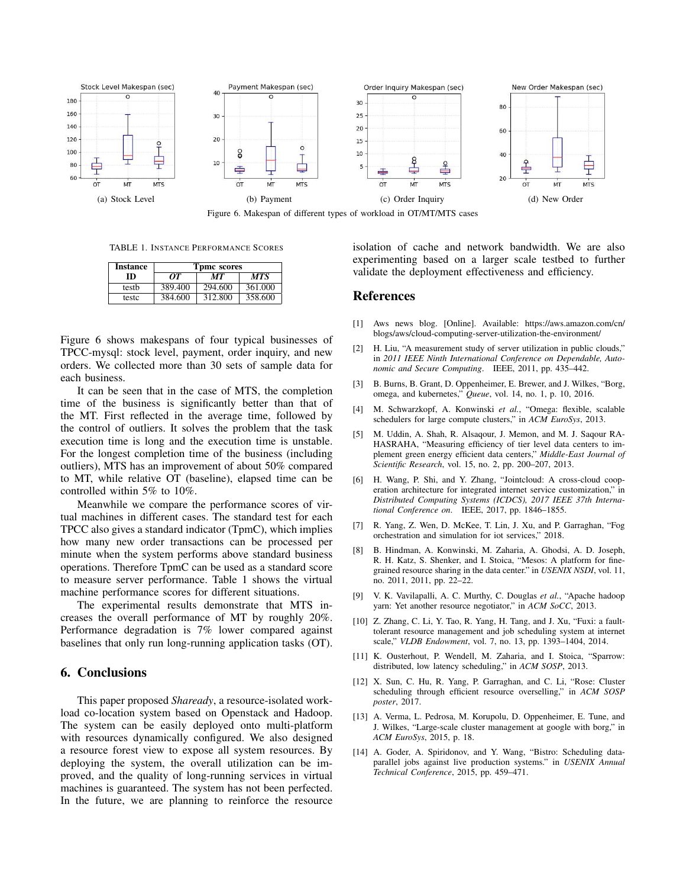Stock Level Makespan (sec)

180
160
140
120
100
80
60

OT MT MTS

(a) Stock Level

Payment Makespan (sec)

40
30
20
10

OT MT MTS

(b) Payment

Order Inquiry Makespan (sec)

30
25
20
15
10
5

OT MT MTS

(c) Order Inquiry

New Order Makespan (sec)

80
60
40
20

OT MT MTS

(d) New Order

Figure 6. Makespan of different types of workload in OT/MT/MTS cases

TABLE 1. INSTANCE PERFORMANCE SCORES

| Instance ID | Tpmc scores | | |
|---|---|---|---|
| | *OT* | *MT* | *MTS* |
| testb | 389.400 | 294.600 | 361.000 |
| testc | 384.600 | 312.800 | 358.600 |

Figure 6 shows makespans of four typical businesses of TPCC-mysql: stock level, payment, order inquiry, and new orders. We collected more than 30 sets of sample data for each business.

It can be seen that in the case of MTS, the completion time of the business is significantly better than that of the MT. First reflected in the average time, followed by the control of outliers. It solves the problem that the task execution time is long and the execution time is unstable. For the longest completion time of the business (including outliers), MTS has an improvement of about 50% compared to MT, while relative OT (baseline), elapsed time can be controlled within 5% to 10%.

Meanwhile we compare the performance scores of virtual machines in different cases. The standard test for each TPCC also gives a standard indicator (TpmC), which implies how many new order transactions can be processed per minute when the system performs above standard business operations. Therefore TpmC can be used as a standard score to measure server performance. Table 1 shows the virtual machine performance scores for different situations.

The experimental results demonstrate that MTS increases the overall performance of MT by roughly 20%. Performance degradation is 7% lower compared against baselines that only run long-running application tasks (OT).

## 6. Conclusions

This paper proposed *Shaready*, a resource-isolated workload co-location system based on Openstack and Hadoop. The system can be easily deployed onto multi-platform with resources dynamically configured. We also designed a resource forest view to expose all system resources. By deploying the system, the overall utilization can be improved, and the quality of long-running services in virtual machines is guaranteed. The system has not been perfected. In the future, we are planning to reinforce the resource isolation of cache and network bandwidth. We are also experimenting based on a larger scale testbed to further validate the deployment effectiveness and efficiency.

## References

[1] Aws news blog. [Online]. Available: https://aws.amazon.com/cn/blogs/aws/cloud-computing-server-utilization-the-environment/

[2] H. Liu, "A measurement study of server utilization in public clouds," in *2011 IEEE Ninth International Conference on Dependable, Autonomic and Secure Computing*. IEEE, 2011, pp. 435–442.

[3] B. Burns, B. Grant, D. Oppenheimer, E. Brewer, and J. Wilkes, "Borg, omega, and kubernetes," *Queue*, vol. 14, no. 1, p. 10, 2016.

[4] M. Schwarzkopf, A. Konwinski *et al.*, "Omega: flexible, scalable schedulers for large compute clusters," in *ACM EuroSys*, 2013.

[5] M. Uddin, A. Shah, R. Alsaqour, J. Memon, and M. J. Saqour RAHASRAHA, "Measuring efficiency of tier level data centers to implement green energy efficient data centers," *Middle-East Journal of Scientific Research*, vol. 15, no. 2, pp. 200–207, 2013.

[6] H. Wang, P. Shi, and Y. Zhang, "Jointcloud: A cross-cloud cooperation architecture for integrated internet service customization," in *Distributed Computing Systems (ICDCS), 2017 IEEE 37th International Conference on*. IEEE, 2017, pp. 1846–1855.

[7] R. Yang, Z. Wen, D. McKee, T. Lin, J. Xu, and P. Garraghan, "Fog orchestration and simulation for iot services," 2018.

[8] B. Hindman, A. Konwinski, M. Zaharia, A. Ghodsi, A. D. Joseph, R. H. Katz, S. Shenker, and I. Stoica, "Mesos: A platform for fine-grained resource sharing in the data center." in *USENIX NSDI*, vol. 11, no. 2011, 2011, pp. 22–22.

[9] V. K. Vavilapalli, A. C. Murthy, C. Douglas *et al.*, "Apache hadoop yarn: Yet another resource negotiator," in *ACM SoCC*, 2013.

[10] Z. Zhang, C. Li, Y. Tao, R. Yang, H. Tang, and J. Xu, "Fuxi: a fault-tolerant resource management and job scheduling system at internet scale," *VLDB Endowment*, vol. 7, no. 13, pp. 1393–1404, 2014.

[11] K. Ousterhout, P. Wendell, M. Zaharia, and I. Stoica, "Sparrow: distributed, low latency scheduling," in *ACM SOSP*, 2013.

[12] X. Sun, C. Hu, R. Yang, P. Garraghan, and C. Li, "Rose: Cluster scheduling through efficient resource overselling," in *ACM SOSP poster*, 2017.

[13] A. Verma, L. Pedrosa, M. Korupolu, D. Oppenheimer, E. Tune, and J. Wilkes, "Large-scale cluster management at google with borg," in *ACM EuroSys*, 2015, p. 18.

[14] A. Goder, A. Spiridonov, and Y. Wang, "Bistro: Scheduling data-parallel jobs against live production systems." in *USENIX Annual Technical Conference*, 2015, pp. 459–471.